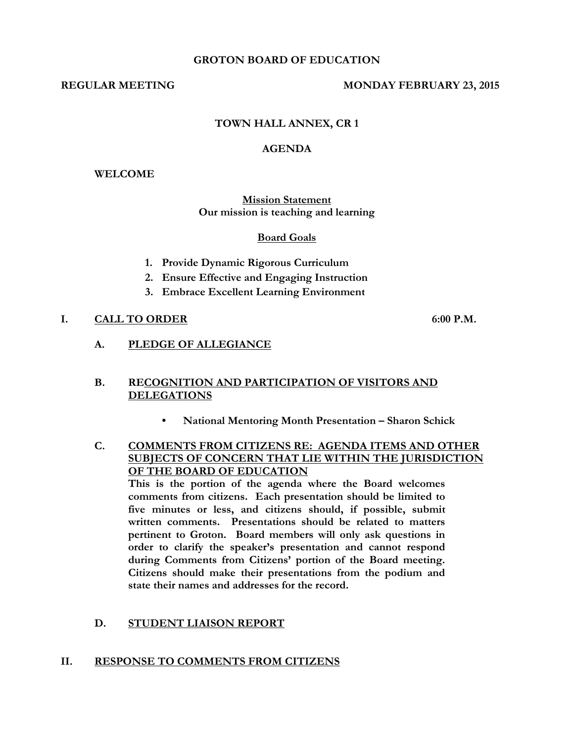# GROTON BOARD OF EDUCATION

**REGULAR MEETING** **MONDAY FEBRUARY 23, 2015**

**TOWN HALL ANNEX, CR 1**

## AGENDA

**WELCOME**

**Mission Statement**
**Our mission is teaching and learning**

**Board Goals**

1. **Provide Dynamic Rigorous Curriculum**
2. **Ensure Effective and Engaging Instruction**
3. **Embrace Excellent Learning Environment**

## I. CALL TO ORDER 6:00 P.M.

### A. PLEDGE OF ALLEGIANCE

### B. RECOGNITION AND PARTICIPATION OF VISITORS AND DELEGATIONS

- **National Mentoring Month Presentation – Sharon Schick**

### C. COMMENTS FROM CITIZENS RE: AGENDA ITEMS AND OTHER SUBJECTS OF CONCERN THAT LIE WITHIN THE JURISDICTION OF THE BOARD OF EDUCATION

**This is the portion of the agenda where the Board welcomes comments from citizens. Each presentation should be limited to five minutes or less, and citizens should, if possible, submit written comments. Presentations should be related to matters pertinent to Groton. Board members will only ask questions in order to clarify the speaker's presentation and cannot respond during Comments from Citizens' portion of the Board meeting. Citizens should make their presentations from the podium and state their names and addresses for the record.**

### D. STUDENT LIAISON REPORT

## II. RESPONSE TO COMMENTS FROM CITIZENS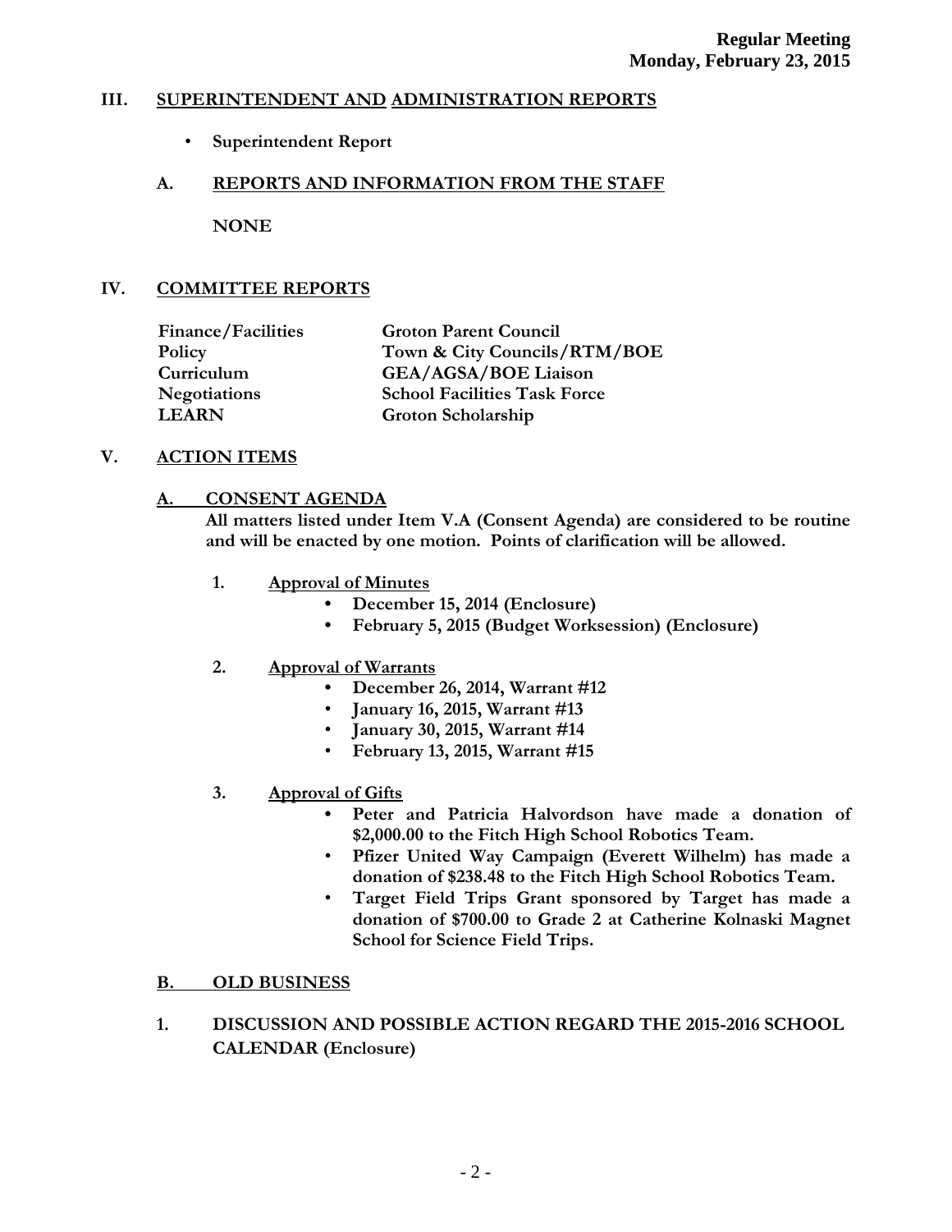## III. SUPERINTENDENT AND ADMINISTRATION REPORTS

- **Superintendent Report**

### A. REPORTS AND INFORMATION FROM THE STAFF

**NONE**

## IV. COMMITTEE REPORTS

| | |
|---|---|
| **Finance/Facilities** | **Groton Parent Council** |
| **Policy** | **Town & City Councils/RTM/BOE** |
| **Curriculum** | **GEA/AGSA/BOE Liaison** |
| **Negotiations** | **School Facilities Task Force** |
| **LEARN** | **Groton Scholarship** |

## V. ACTION ITEMS

### A. CONSENT AGENDA

**All matters listed under Item V.A (Consent Agenda) are considered to be routine and will be enacted by one motion. Points of clarification will be allowed.**

1. **Approval of Minutes**
   - **December 15, 2014 (Enclosure)**
   - **February 5, 2015 (Budget Worksession) (Enclosure)**

2. **Approval of Warrants**
   - **December 26, 2014, Warrant #12**
   - **January 16, 2015, Warrant #13**
   - **January 30, 2015, Warrant #14**
   - **February 13, 2015, Warrant #15**

3. **Approval of Gifts**
   - **Peter and Patricia Halvordson have made a donation of $2,000.00 to the Fitch High School Robotics Team.**
   - **Pfizer United Way Campaign (Everett Wilhelm) has made a donation of $238.48 to the Fitch High School Robotics Team.**
   - **Target Field Trips Grant sponsored by Target has made a donation of $700.00 to Grade 2 at Catherine Kolnaski Magnet School for Science Field Trips.**

### B. OLD BUSINESS

1. **DISCUSSION AND POSSIBLE ACTION REGARD THE 2015-2016 SCHOOL CALENDAR (Enclosure)**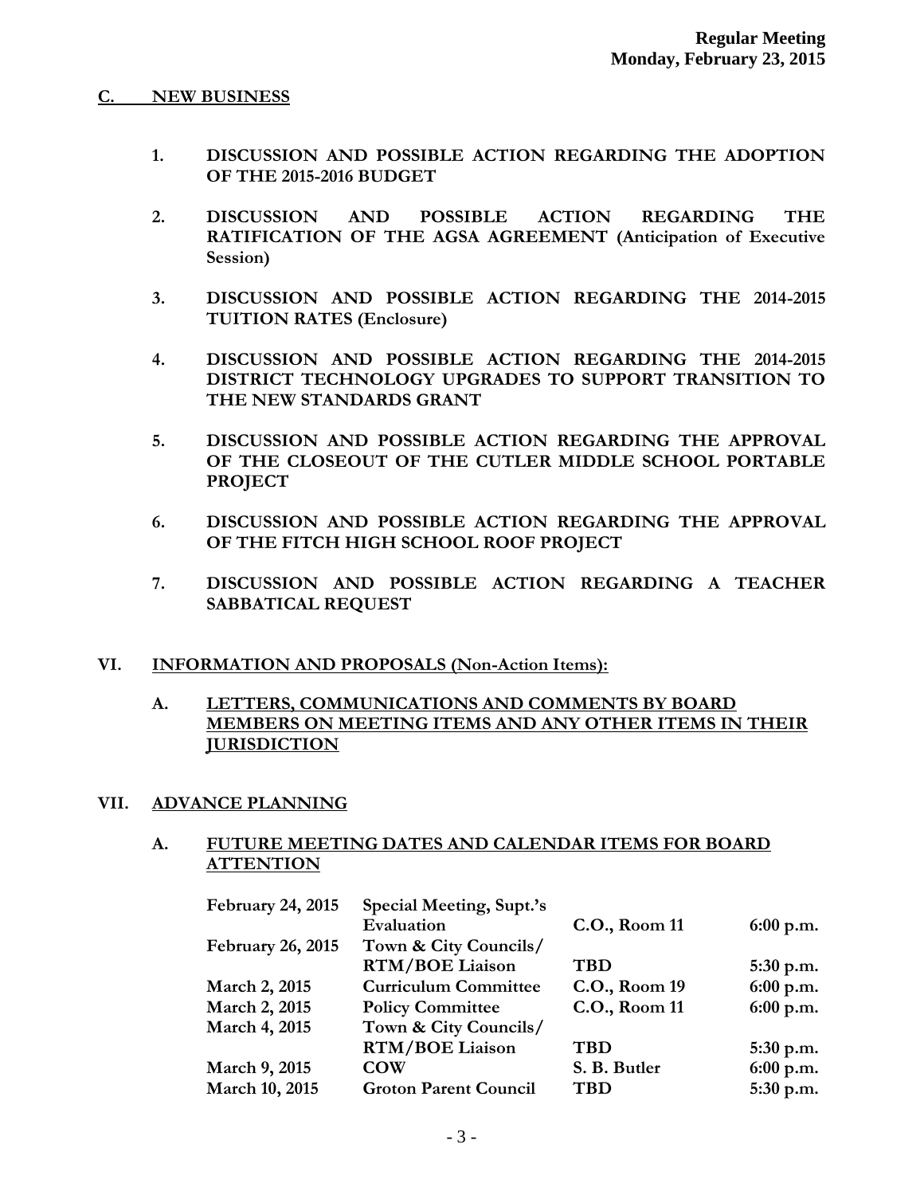**Regular Meeting**
**Monday, February 23, 2015**

## C. NEW BUSINESS

1. **DISCUSSION AND POSSIBLE ACTION REGARDING THE ADOPTION OF THE 2015-2016 BUDGET**

2. **DISCUSSION AND POSSIBLE ACTION REGARDING THE RATIFICATION OF THE AGSA AGREEMENT (Anticipation of Executive Session)**

3. **DISCUSSION AND POSSIBLE ACTION REGARDING THE 2014-2015 TUITION RATES (Enclosure)**

4. **DISCUSSION AND POSSIBLE ACTION REGARDING THE 2014-2015 DISTRICT TECHNOLOGY UPGRADES TO SUPPORT TRANSITION TO THE NEW STANDARDS GRANT**

5. **DISCUSSION AND POSSIBLE ACTION REGARDING THE APPROVAL OF THE CLOSEOUT OF THE CUTLER MIDDLE SCHOOL PORTABLE PROJECT**

6. **DISCUSSION AND POSSIBLE ACTION REGARDING THE APPROVAL OF THE FITCH HIGH SCHOOL ROOF PROJECT**

7. **DISCUSSION AND POSSIBLE ACTION REGARDING A TEACHER SABBATICAL REQUEST**

## VI. INFORMATION AND PROPOSALS (Non-Action Items):

### A. LETTERS, COMMUNICATIONS AND COMMENTS BY BOARD MEMBERS ON MEETING ITEMS AND ANY OTHER ITEMS IN THEIR JURISDICTION

## VII. ADVANCE PLANNING

### A. FUTURE MEETING DATES AND CALENDAR ITEMS FOR BOARD ATTENTION

| Date | Meeting | Location | Time |
|---|---|---|---|
| February 24, 2015 | Special Meeting, Supt.'s Evaluation | C.O., Room 11 | 6:00 p.m. |
| February 26, 2015 | Town & City Councils/ RTM/BOE Liaison | TBD | 5:30 p.m. |
| March 2, 2015 | Curriculum Committee | C.O., Room 19 | 6:00 p.m. |
| March 2, 2015 | Policy Committee | C.O., Room 11 | 6:00 p.m. |
| March 4, 2015 | Town & City Councils/ RTM/BOE Liaison | TBD | 5:30 p.m. |
| March 9, 2015 | COW | S. B. Butler | 6:00 p.m. |
| March 10, 2015 | Groton Parent Council | TBD | 5:30 p.m. |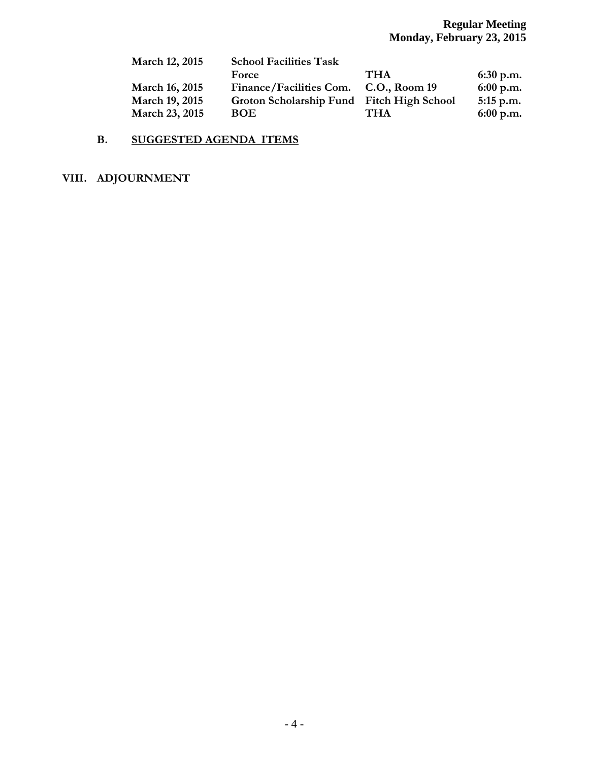| | | | |
|---|---|---|---|
| **March 12, 2015** | **School Facilities Task Force** | **THA** | **6:30 p.m.** |
| **March 16, 2015** | **Finance/Facilities Com.** | **C.O., Room 19** | **6:00 p.m.** |
| **March 19, 2015** | **Groton Scholarship Fund** | **Fitch High School** | **5:15 p.m.** |
| **March 23, 2015** | **BOE** | **THA** | **6:00 p.m.** |

**B. SUGGESTED AGENDA ITEMS**

**VIII. ADJOURNMENT**